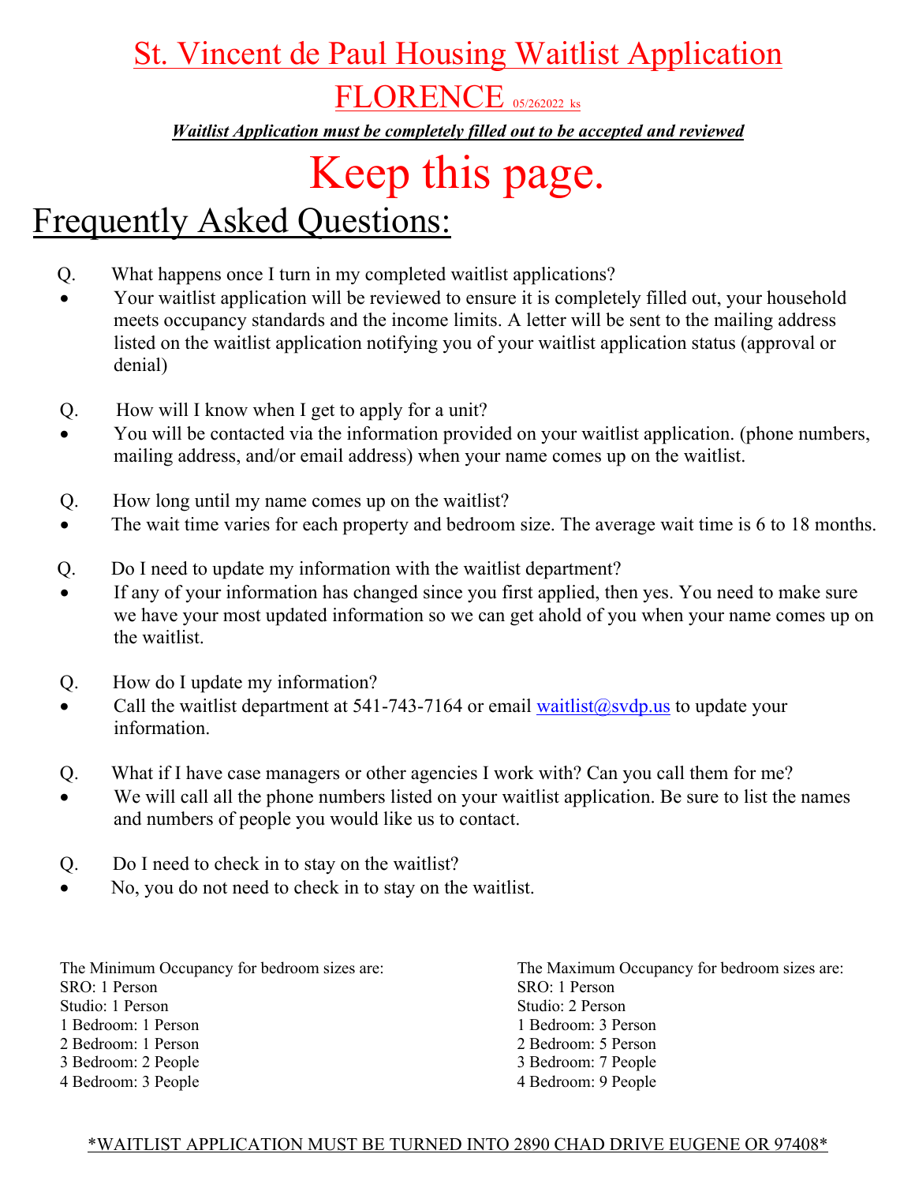# St. Vincent de Paul Housing Waitlist Application

## FLORENCE 05/262022 ks

***Waitlist Application must be completely filled out to be accepted and reviewed***

# Keep this page.

## Frequently Asked Questions:

Q. What happens once I turn in my completed waitlist applications?

- Your waitlist application will be reviewed to ensure it is completely filled out, your household meets occupancy standards and the income limits. A letter will be sent to the mailing address listed on the waitlist application notifying you of your waitlist application status (approval or denial)

Q. How will I know when I get to apply for a unit?

- You will be contacted via the information provided on your waitlist application. (phone numbers, mailing address, and/or email address) when your name comes up on the waitlist.

Q. How long until my name comes up on the waitlist?

- The wait time varies for each property and bedroom size. The average wait time is 6 to 18 months.

Q. Do I need to update my information with the waitlist department?

- If any of your information has changed since you first applied, then yes. You need to make sure we have your most updated information so we can get ahold of you when your name comes up on the waitlist.

Q. How do I update my information?

- Call the waitlist department at 541-743-7164 or email waitlist@svdp.us to update your information.

Q. What if I have case managers or other agencies I work with? Can you call them for me?

- We will call all the phone numbers listed on your waitlist application. Be sure to list the names and numbers of people you would like us to contact.

Q. Do I need to check in to stay on the waitlist?

- No, you do not need to check in to stay on the waitlist.

The Minimum Occupancy for bedroom sizes are:
SRO: 1 Person
Studio: 1 Person
1 Bedroom: 1 Person
2 Bedroom: 1 Person
3 Bedroom: 2 People
4 Bedroom: 3 People

The Maximum Occupancy for bedroom sizes are:
SRO: 1 Person
Studio: 2 Person
1 Bedroom: 3 Person
2 Bedroom: 5 Person
3 Bedroom: 7 People
4 Bedroom: 9 People

*WAITLIST APPLICATION MUST BE TURNED INTO 2890 CHAD DRIVE EUGENE OR 97408*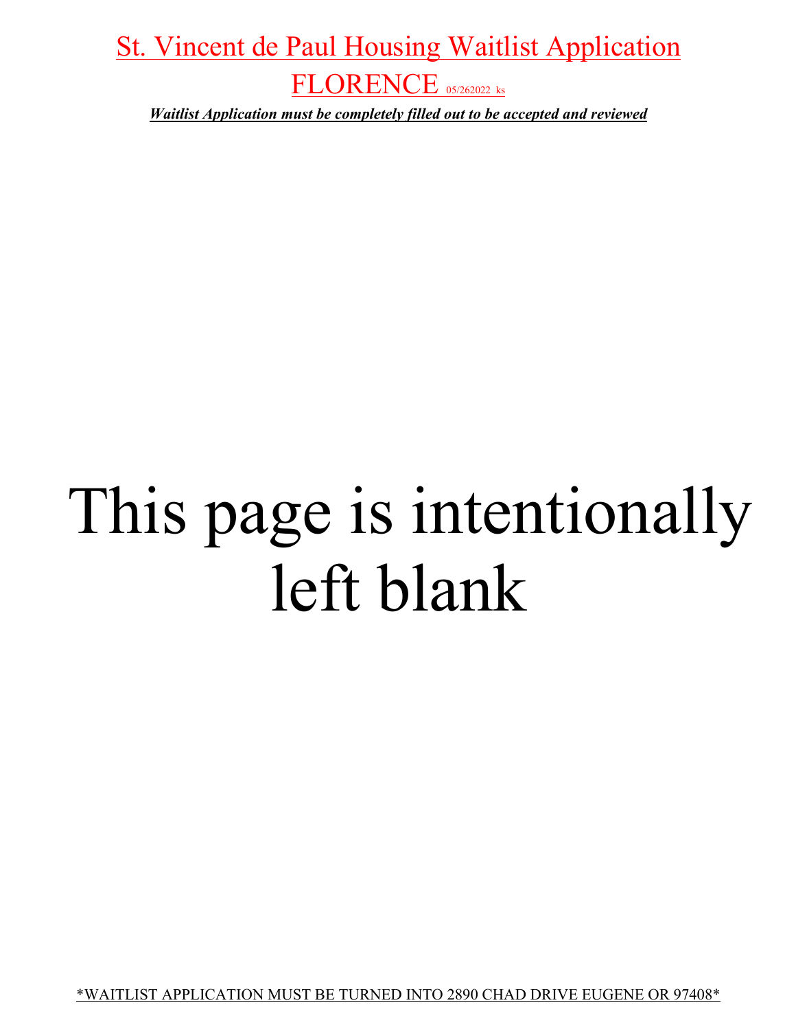# St. Vincent de Paul Housing Waitlist Application

## FLORENCE 05/262022 ks

***Waitlist Application must be completely filled out to be accepted and reviewed***

# This page is intentionally left blank

*WAITLIST APPLICATION MUST BE TURNED INTO 2890 CHAD DRIVE EUGENE OR 97408*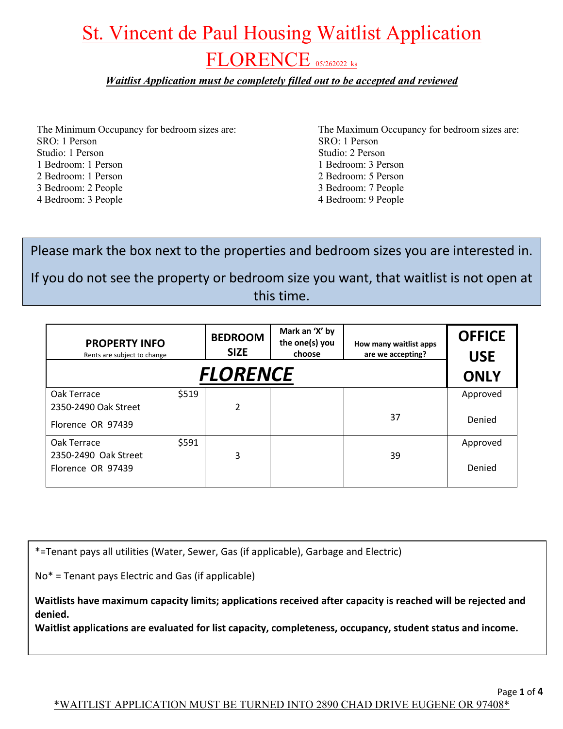# St. Vincent de Paul Housing Waitlist Application

## FLORENCE 05/262022 ks

***Waitlist Application must be completely filled out to be accepted and reviewed***

The Minimum Occupancy for bedroom sizes are:
SRO: 1 Person
Studio: 1 Person
1 Bedroom: 1 Person
2 Bedroom: 1 Person
3 Bedroom: 2 People
4 Bedroom: 3 People

The Maximum Occupancy for bedroom sizes are:
SRO: 1 Person
Studio: 2 Person
1 Bedroom: 3 Person
2 Bedroom: 5 Person
3 Bedroom: 7 People
4 Bedroom: 9 People

Please mark the box next to the properties and bedroom sizes you are interested in.

If you do not see the property or bedroom size you want, that waitlist is not open at this time.

| **PROPERTY INFO** Rents are subject to change | **BEDROOM SIZE** | **Mark an 'X' by the one(s) you choose** | **How many waitlist apps are we accepting?** | **OFFICE USE ONLY** |
|---|---|---|---|---|
| ***FLORENCE*** | | | | |
| Oak Terrace $519<br>2350-2490 Oak Street<br>Florence OR 97439 | 2 | | 37 | Approved<br>Denied |
| Oak Terrace $591<br>2350-2490 Oak Street<br>Florence OR 97439 | 3 | | 39 | Approved<br>Denied |

*=Tenant pays all utilities (Water, Sewer, Gas (if applicable), Garbage and Electric)

No* = Tenant pays Electric and Gas (if applicable)

**Waitlists have maximum capacity limits; applications received after capacity is reached will be rejected and denied.**
**Waitlist applications are evaluated for list capacity, completeness, occupancy, student status and income.**

*WAITLIST APPLICATION MUST BE TURNED INTO 2890 CHAD DRIVE EUGENE OR 97408*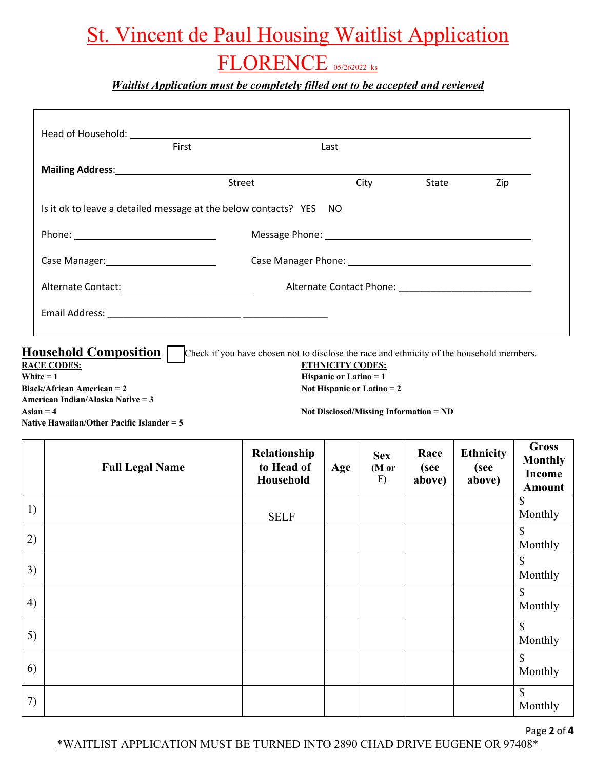# St. Vincent de Paul Housing Waitlist Application

# FLORENCE 05/262022 ks

***Waitlist Application must be completely filled out to be accepted and reviewed***

Head of Household: ______________________________________________
First Last

**Mailing Address**:______________________________________________
Street City State Zip

Is it ok to leave a detailed message at the below contacts? YES NO

Phone: ____________________________ Message Phone: ____________________________

Case Manager:______________________ Case Manager Phone: ____________________________

Alternate Contact:__________________ Alternate Contact Phone: ________________________

Email Address:__________________________________________

## Household Composition

☐ Check if you have chosen not to disclose the race and ethnicity of the household members.

**RACE CODES:**
**White = 1**
**Black/African American = 2**
**American Indian/Alaska Native = 3**
**Asian = 4**
**Native Hawaiian/Other Pacific Islander = 5**

**ETHNICITY CODES:**
**Hispanic or Latino = 1**
**Not Hispanic or Latino = 2**

**Not Disclosed/Missing Information = ND**

| | Full Legal Name | Relationship to Head of Household | Age | Sex (M or F) | Race (see above) | Ethnicity (see above) | Gross Monthly Income Amount |
|---|---|---|---|---|---|---|---|
| 1) | | SELF | | | | | $ Monthly |
| 2) | | | | | | | $ Monthly |
| 3) | | | | | | | $ Monthly |
| 4) | | | | | | | $ Monthly |
| 5) | | | | | | | $ Monthly |
| 6) | | | | | | | $ Monthly |
| 7) | | | | | | | $ Monthly |

*WAITLIST APPLICATION MUST BE TURNED INTO 2890 CHAD DRIVE EUGENE OR 97408*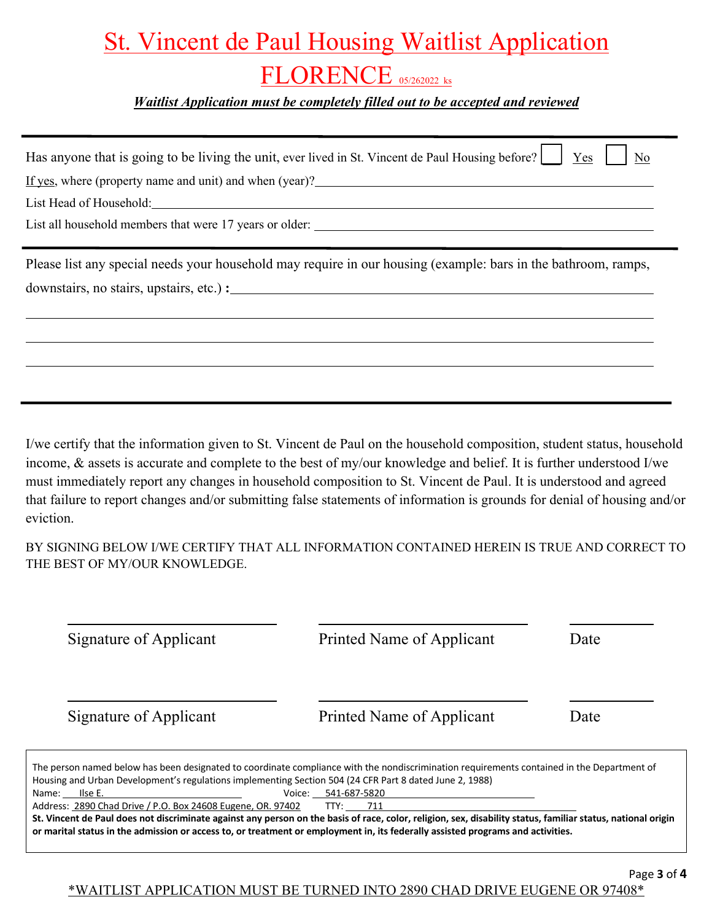// St. Vincent de Paul Housing Waitlist Application

# St. Vincent de Paul Housing Waitlist Application

# FLORENCE 05/262022 ks

***Waitlist Application must be completely filled out to be accepted and reviewed***

---

Has anyone that is going to be living the unit, ever lived in St. Vincent de Paul Housing before? ☐ Yes ☐ No

If yes, where (property name and unit) and when (year)?\_\_\_\_\_\_\_\_\_\_\_\_\_\_\_\_\_\_\_\_\_\_\_\_\_\_\_\_\_\_\_\_\_\_\_\_\_\_\_\_

List Head of Household:\_\_\_\_\_\_\_\_\_\_\_\_\_\_\_\_\_\_\_\_\_\_\_\_\_\_\_\_\_\_\_\_\_\_\_\_\_\_\_\_\_\_\_\_\_\_\_\_\_\_\_\_\_\_\_\_\_\_

List all household members that were 17 years or older: \_\_\_\_\_\_\_\_\_\_\_\_\_\_\_\_\_\_\_\_\_\_\_\_\_\_\_\_\_\_\_\_\_\_\_\_

---

Please list any special needs your household may require in our housing (example: bars in the bathroom, ramps, downstairs, no stairs, upstairs, etc.) **:**\_\_\_\_\_\_\_\_\_\_\_\_\_\_\_\_\_\_\_\_\_\_\_\_\_\_\_\_\_\_\_\_\_\_\_\_\_\_\_\_\_\_\_\_\_\_\_\_

\_\_\_\_\_\_\_\_\_\_\_\_\_\_\_\_\_\_\_\_\_\_\_\_\_\_\_\_\_\_\_\_\_\_\_\_\_\_\_\_\_\_\_\_\_\_\_\_\_\_\_\_\_\_\_\_\_\_\_\_\_\_\_\_\_\_\_\_\_\_\_\_\_\_\_\_\_\_

\_\_\_\_\_\_\_\_\_\_\_\_\_\_\_\_\_\_\_\_\_\_\_\_\_\_\_\_\_\_\_\_\_\_\_\_\_\_\_\_\_\_\_\_\_\_\_\_\_\_\_\_\_\_\_\_\_\_\_\_\_\_\_\_\_\_\_\_\_\_\_\_\_\_\_\_\_\_

\_\_\_\_\_\_\_\_\_\_\_\_\_\_\_\_\_\_\_\_\_\_\_\_\_\_\_\_\_\_\_\_\_\_\_\_\_\_\_\_\_\_\_\_\_\_\_\_\_\_\_\_\_\_\_\_\_\_\_\_\_\_\_\_\_\_\_\_\_\_\_\_\_\_\_\_\_\_

---

I/we certify that the information given to St. Vincent de Paul on the household composition, student status, household income, & assets is accurate and complete to the best of my/our knowledge and belief. It is further understood I/we must immediately report any changes in household composition to St. Vincent de Paul. It is understood and agreed that failure to report changes and/or submitting false statements of information is grounds for denial of housing and/or eviction.

BY SIGNING BELOW I/WE CERTIFY THAT ALL INFORMATION CONTAINED HEREIN IS TRUE AND CORRECT TO THE BEST OF MY/OUR KNOWLEDGE.

| \_\_\_\_\_\_\_\_\_\_\_\_\_\_\_\_\_\_\_\_ | \_\_\_\_\_\_\_\_\_\_\_\_\_\_\_\_\_\_\_\_ | \_\_\_\_\_\_\_\_ |
|---|---|---|
| Signature of Applicant | Printed Name of Applicant | Date |
| \_\_\_\_\_\_\_\_\_\_\_\_\_\_\_\_\_\_\_\_ | \_\_\_\_\_\_\_\_\_\_\_\_\_\_\_\_\_\_\_\_ | \_\_\_\_\_\_\_\_ |
| Signature of Applicant | Printed Name of Applicant | Date |

The person named below has been designated to coordinate compliance with the nondiscrimination requirements contained in the Department of Housing and Urban Development's regulations implementing Section 504 (24 CFR Part 8 dated June 2, 1988)

Name: Ilse E. Voice: 541-687-5820

Address: 2890 Chad Drive / P.O. Box 24608 Eugene, OR. 97402 TTY: 711

**St. Vincent de Paul does not discriminate against any person on the basis of race, color, religion, sex, disability status, familiar status, national origin or marital status in the admission or access to, or treatment or employment in, its federally assisted programs and activities.**

\*WAITLIST APPLICATION MUST BE TURNED INTO 2890 CHAD DRIVE EUGENE OR 97408\*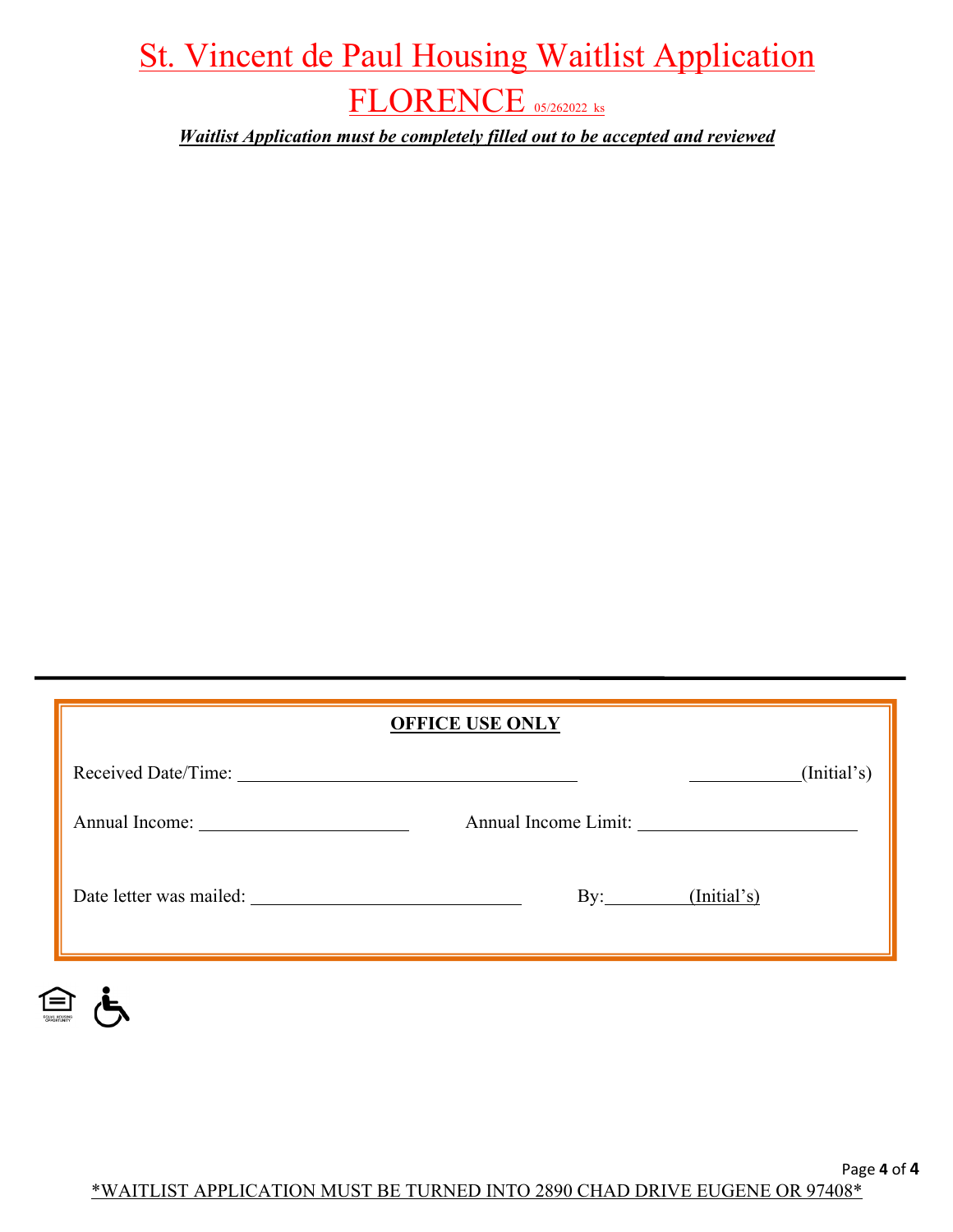# St. Vincent de Paul Housing Waitlist Application

## FLORENCE 05/262022 ks

***Waitlist Application must be completely filled out to be accepted and reviewed***

---

**OFFICE USE ONLY**

Received Date/Time: ______________________________ ________(Initial's)

Annual Income: ____________________ Annual Income Limit: ____________________

Date letter was mailed: ________________________ By:________(Initial's)

\*WAITLIST APPLICATION MUST BE TURNED INTO 2890 CHAD DRIVE EUGENE OR 97408\*